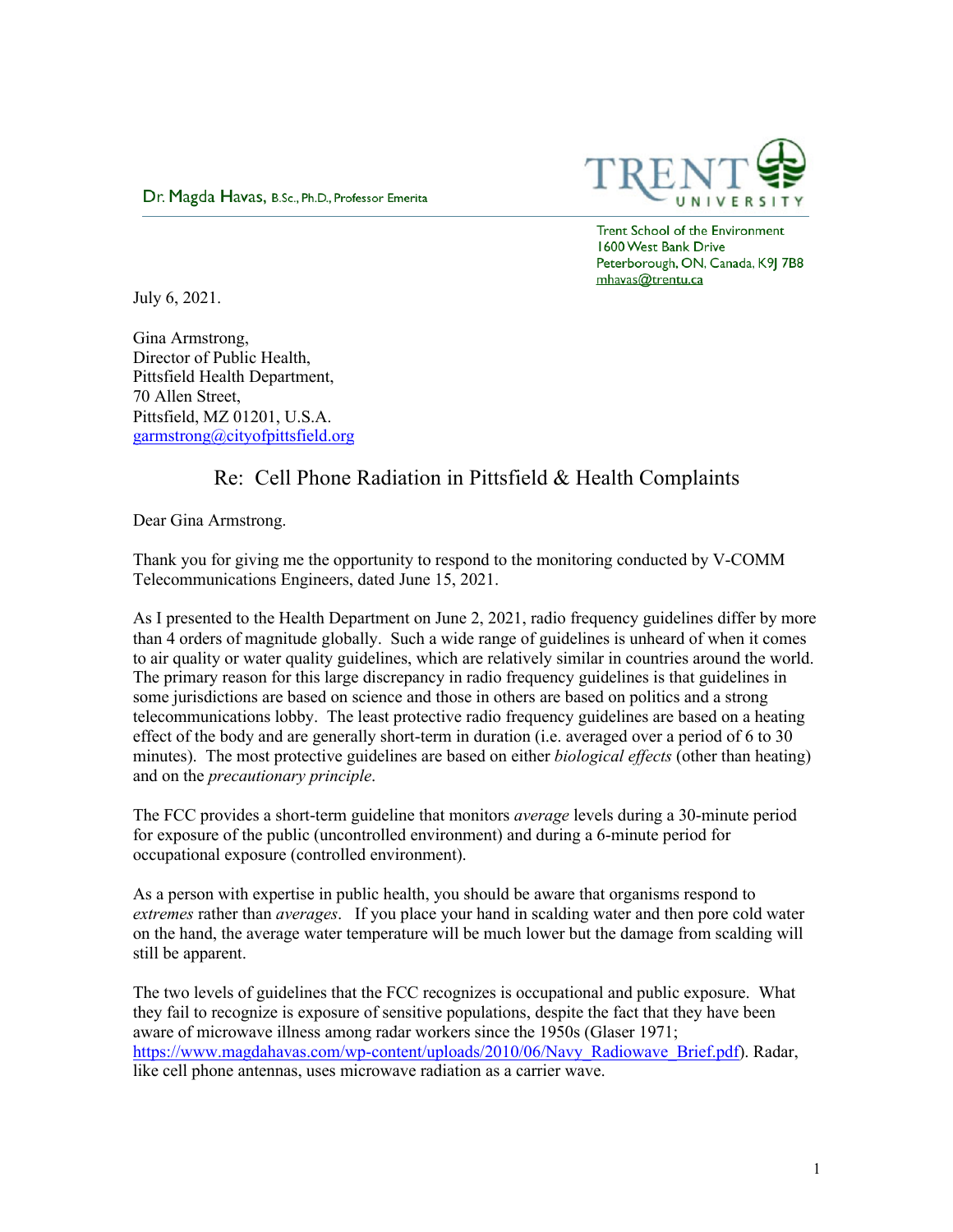Dr. Magda Havas, B.Sc., Ph.D., Professor Emerita

TRENT UNIVERSITY

Trent School of the Environment
1600 West Bank Drive
Peterborough, ON, Canada, K9J 7B8
mhavas@trentu.ca

July 6, 2021.

Gina Armstrong,
Director of Public Health,
Pittsfield Health Department,
70 Allen Street,
Pittsfield, MZ 01201, U.S.A.
garmstrong@cityofpittsfield.org

## Re: Cell Phone Radiation in Pittsfield & Health Complaints

Dear Gina Armstrong.

Thank you for giving me the opportunity to respond to the monitoring conducted by V-COMM Telecommunications Engineers, dated June 15, 2021.

As I presented to the Health Department on June 2, 2021, radio frequency guidelines differ by more than 4 orders of magnitude globally. Such a wide range of guidelines is unheard of when it comes to air quality or water quality guidelines, which are relatively similar in countries around the world. The primary reason for this large discrepancy in radio frequency guidelines is that guidelines in some jurisdictions are based on science and those in others are based on politics and a strong telecommunications lobby. The least protective radio frequency guidelines are based on a heating effect of the body and are generally short-term in duration (i.e. averaged over a period of 6 to 30 minutes). The most protective guidelines are based on either *biological effects* (other than heating) and on the *precautionary principle*.

The FCC provides a short-term guideline that monitors *average* levels during a 30-minute period for exposure of the public (uncontrolled environment) and during a 6-minute period for occupational exposure (controlled environment).

As a person with expertise in public health, you should be aware that organisms respond to *extremes* rather than *averages*. If you place your hand in scalding water and then pore cold water on the hand, the average water temperature will be much lower but the damage from scalding will still be apparent.

The two levels of guidelines that the FCC recognizes is occupational and public exposure. What they fail to recognize is exposure of sensitive populations, despite the fact that they have been aware of microwave illness among radar workers since the 1950s (Glaser 1971; https://www.magdahavas.com/wp-content/uploads/2010/06/Navy_Radiowave_Brief.pdf). Radar, like cell phone antennas, uses microwave radiation as a carrier wave.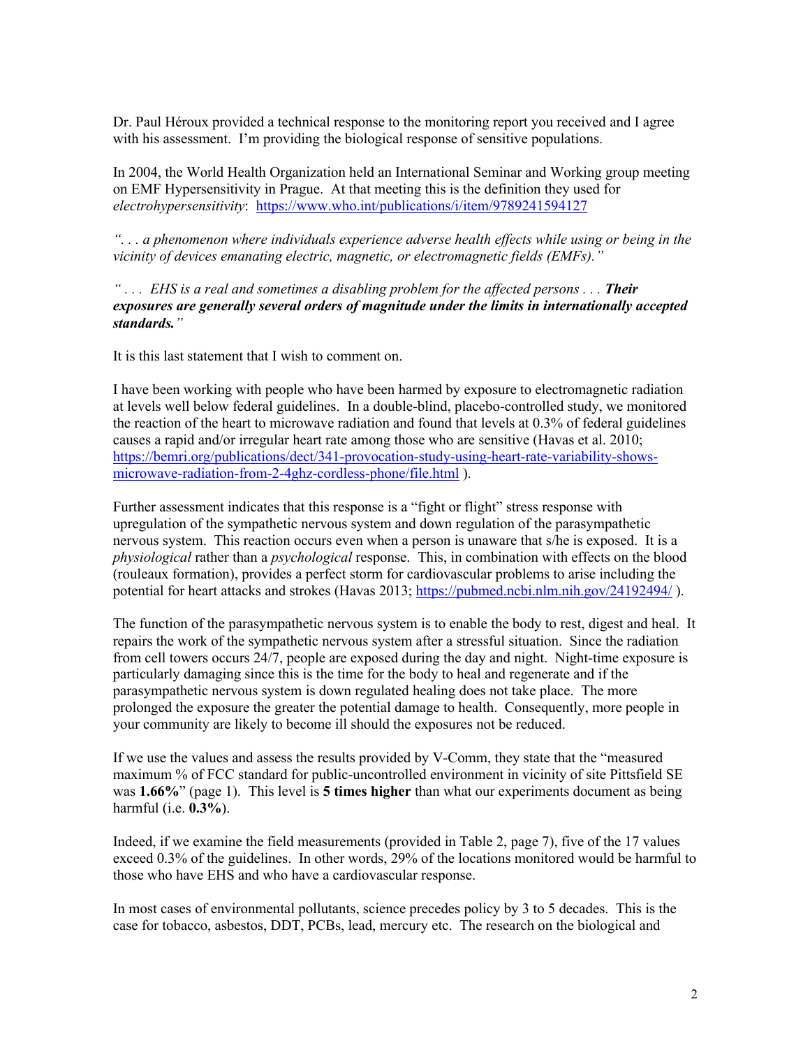Dr. Paul Héroux provided a technical response to the monitoring report you received and I agree with his assessment. I'm providing the biological response of sensitive populations.

In 2004, the World Health Organization held an International Seminar and Working group meeting on EMF Hypersensitivity in Prague. At that meeting this is the definition they used for *electrohypersensitivity*: [https://www.who.int/publications/i/item/9789241594127](https://www.who.int/publications/i/item/9789241594127)

*". . . a phenomenon where individuals experience adverse health effects while using or being in the vicinity of devices emanating electric, magnetic, or electromagnetic fields (EMFs)."*

*" . . . EHS is a real and sometimes a disabling problem for the affected persons . . .* ***Their exposures are generally several orders of magnitude under the limits in internationally accepted standards.****"*

It is this last statement that I wish to comment on.

I have been working with people who have been harmed by exposure to electromagnetic radiation at levels well below federal guidelines. In a double-blind, placebo-controlled study, we monitored the reaction of the heart to microwave radiation and found that levels at 0.3% of federal guidelines causes a rapid and/or irregular heart rate among those who are sensitive (Havas et al. 2010; [https://bemri.org/publications/dect/341-provocation-study-using-heart-rate-variability-shows-microwave-radiation-from-2-4ghz-cordless-phone/file.html](https://bemri.org/publications/dect/341-provocation-study-using-heart-rate-variability-shows-microwave-radiation-from-2-4ghz-cordless-phone/file.html) ).

Further assessment indicates that this response is a "fight or flight" stress response with upregulation of the sympathetic nervous system and down regulation of the parasympathetic nervous system. This reaction occurs even when a person is unaware that s/he is exposed. It is a *physiological* rather than a *psychological* response. This, in combination with effects on the blood (rouleaux formation), provides a perfect storm for cardiovascular problems to arise including the potential for heart attacks and strokes (Havas 2013; [https://pubmed.ncbi.nlm.nih.gov/24192494/](https://pubmed.ncbi.nlm.nih.gov/24192494/) ).

The function of the parasympathetic nervous system is to enable the body to rest, digest and heal. It repairs the work of the sympathetic nervous system after a stressful situation. Since the radiation from cell towers occurs 24/7, people are exposed during the day and night. Night-time exposure is particularly damaging since this is the time for the body to heal and regenerate and if the parasympathetic nervous system is down regulated healing does not take place. The more prolonged the exposure the greater the potential damage to health. Consequently, more people in your community are likely to become ill should the exposures not be reduced.

If we use the values and assess the results provided by V-Comm, they state that the "measured maximum % of FCC standard for public-uncontrolled environment in vicinity of site Pittsfield SE was **1.66%**" (page 1). This level is **5 times higher** than what our experiments document as being harmful (i.e. **0.3%**).

Indeed, if we examine the field measurements (provided in Table 2, page 7), five of the 17 values exceed 0.3% of the guidelines. In other words, 29% of the locations monitored would be harmful to those who have EHS and who have a cardiovascular response.

In most cases of environmental pollutants, science precedes policy by 3 to 5 decades. This is the case for tobacco, asbestos, DDT, PCBs, lead, mercury etc. The research on the biological and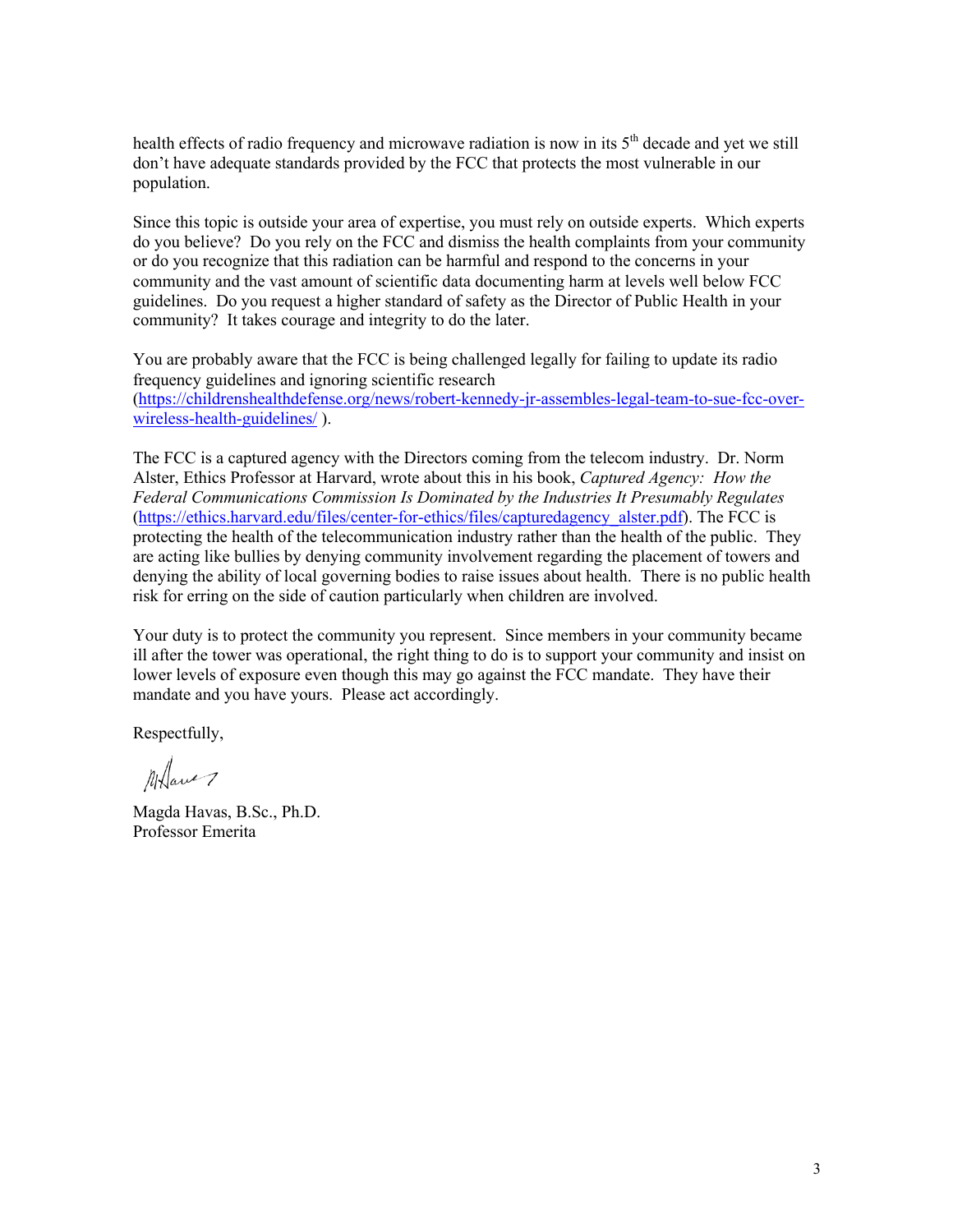health effects of radio frequency and microwave radiation is now in its 5th decade and yet we still don't have adequate standards provided by the FCC that protects the most vulnerable in our population.

Since this topic is outside your area of expertise, you must rely on outside experts. Which experts do you believe? Do you rely on the FCC and dismiss the health complaints from your community or do you recognize that this radiation can be harmful and respond to the concerns in your community and the vast amount of scientific data documenting harm at levels well below FCC guidelines. Do you request a higher standard of safety as the Director of Public Health in your community? It takes courage and integrity to do the later.

You are probably aware that the FCC is being challenged legally for failing to update its radio frequency guidelines and ignoring scientific research (https://childrenshealthdefense.org/news/robert-kennedy-jr-assembles-legal-team-to-sue-fcc-over-wireless-health-guidelines/ ).

The FCC is a captured agency with the Directors coming from the telecom industry. Dr. Norm Alster, Ethics Professor at Harvard, wrote about this in his book, *Captured Agency: How the Federal Communications Commission Is Dominated by the Industries It Presumably Regulates* (https://ethics.harvard.edu/files/center-for-ethics/files/capturedagency_alster.pdf). The FCC is protecting the health of the telecommunication industry rather than the health of the public. They are acting like bullies by denying community involvement regarding the placement of towers and denying the ability of local governing bodies to raise issues about health. There is no public health risk for erring on the side of caution particularly when children are involved.

Your duty is to protect the community you represent. Since members in your community became ill after the tower was operational, the right thing to do is to support your community and insist on lower levels of exposure even though this may go against the FCC mandate. They have their mandate and you have yours. Please act accordingly.

Respectfully,

Magda Havas, B.Sc., Ph.D.
Professor Emerita